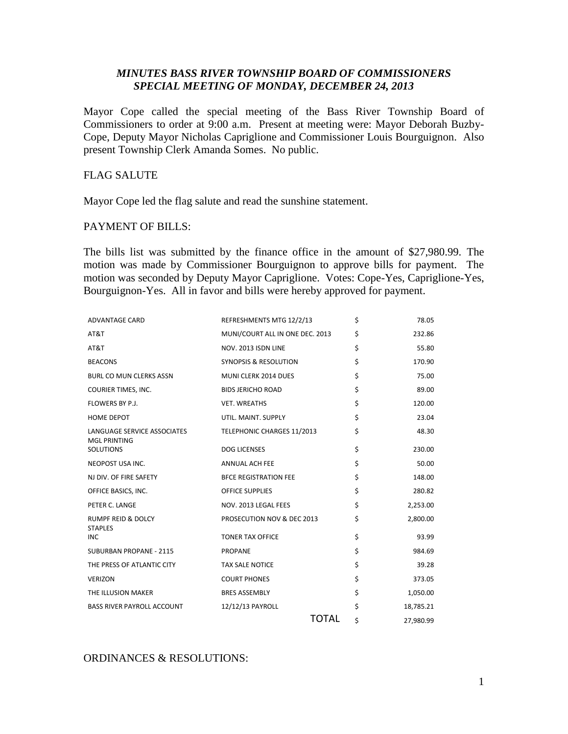### *MINUTES BASS RIVER TOWNSHIP BOARD OF COMMISSIONERS SPECIAL MEETING OF MONDAY, DECEMBER 24, 2013*

Mayor Cope called the special meeting of the Bass River Township Board of Commissioners to order at 9:00 a.m. Present at meeting were: Mayor Deborah Buzby-Cope, Deputy Mayor Nicholas Capriglione and Commissioner Louis Bourguignon. Also present Township Clerk Amanda Somes. No public.

FLAG SALUTE

Mayor Cope led the flag salute and read the sunshine statement.

PAYMENT OF BILLS:

The bills list was submitted by the finance office in the amount of $27,980.99. The motion was made by Commissioner Bourguignon to approve bills for payment. The motion was seconded by Deputy Mayor Capriglione. Votes: Cope-Yes, Capriglione-Yes, Bourguignon-Yes. All in favor and bills were hereby approved for payment.

| | | | |
|---|---|---|---|
| ADVANTAGE CARD | REFRESHMENTS MTG 12/2/13 | $ | 78.05 |
| AT&T | MUNI/COURT ALL IN ONE DEC. 2013 | $ | 232.86 |
| AT&T | NOV. 2013 ISDN LINE | $ | 55.80 |
| BEACONS | SYNOPSIS & RESOLUTION | $ | 170.90 |
| BURL CO MUN CLERKS ASSN | MUNI CLERK 2014 DUES | $ | 75.00 |
| COURIER TIMES, INC. | BIDS JERICHO ROAD | $ | 89.00 |
| FLOWERS BY P.J. | VET. WREATHS | $ | 120.00 |
| HOME DEPOT | UTIL. MAINT. SUPPLY | $ | 23.04 |
| LANGUAGE SERVICE ASSOCIATES | TELEPHONIC CHARGES 11/2013 | $ | 48.30 |
| MGL PRINTING SOLUTIONS | DOG LICENSES | $ | 230.00 |
| NEOPOST USA INC. | ANNUAL ACH FEE | $ | 50.00 |
| NJ DIV. OF FIRE SAFETY | BFCE REGISTRATION FEE | $ | 148.00 |
| OFFICE BASICS, INC. | OFFICE SUPPLIES | $ | 280.82 |
| PETER C. LANGE | NOV. 2013 LEGAL FEES | $ | 2,253.00 |
| RUMPF REID & DOLCY | PROSECUTION NOV & DEC 2013 | $ | 2,800.00 |
| STAPLES INC | TONER TAX OFFICE | $ | 93.99 |
| SUBURBAN PROPANE - 2115 | PROPANE | $ | 984.69 |
| THE PRESS OF ATLANTIC CITY | TAX SALE NOTICE | $ | 39.28 |
| VERIZON | COURT PHONES | $ | 373.05 |
| THE ILLUSION MAKER | BRES ASSEMBLY | $ | 1,050.00 |
| BASS RIVER PAYROLL ACCOUNT | 12/12/13 PAYROLL | $ | 18,785.21 |
| | TOTAL | $ | 27,980.99 |

ORDINANCES & RESOLUTIONS: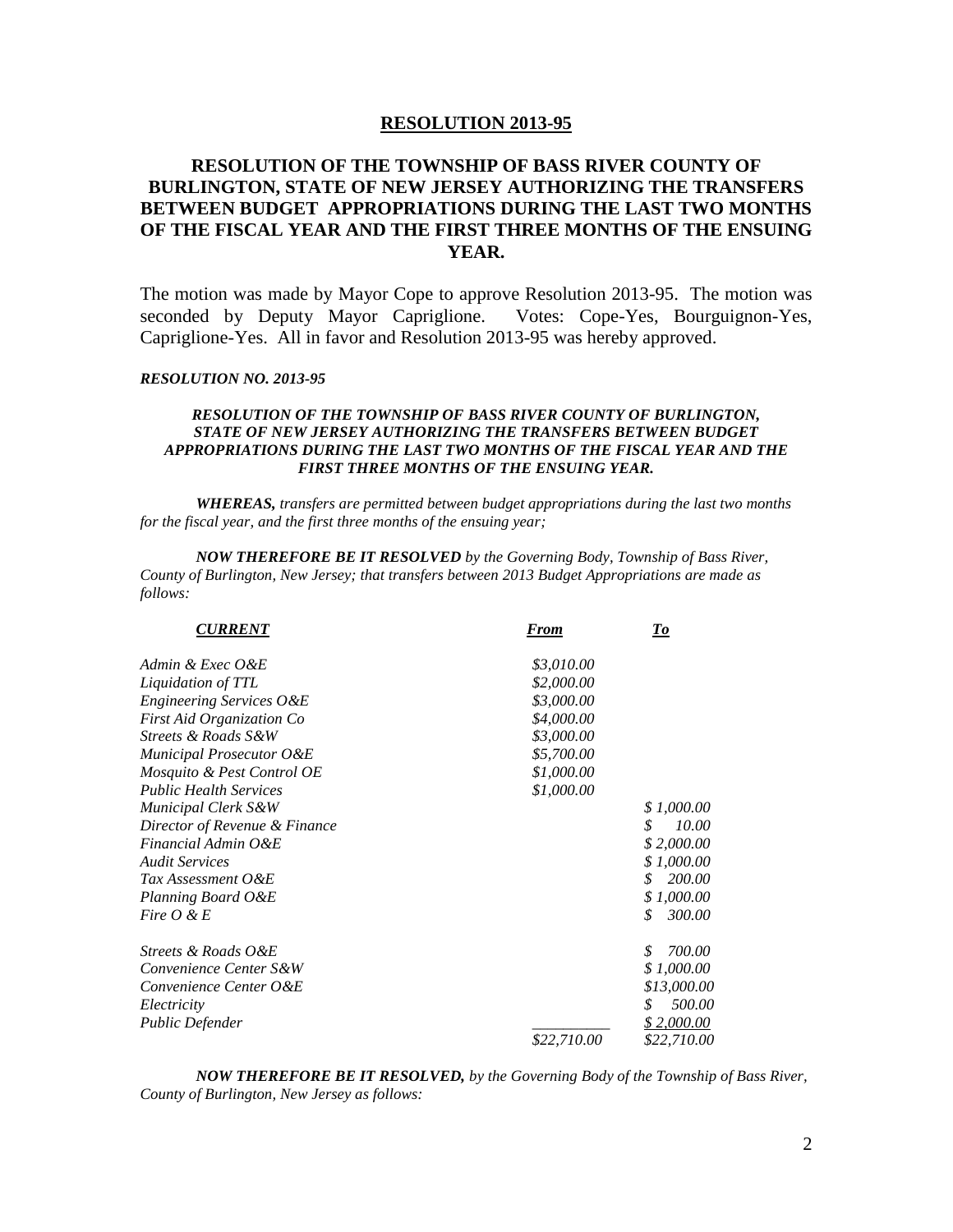## RESOLUTION 2013-95

## RESOLUTION OF THE TOWNSHIP OF BASS RIVER COUNTY OF BURLINGTON, STATE OF NEW JERSEY AUTHORIZING THE TRANSFERS BETWEEN BUDGET APPROPRIATIONS DURING THE LAST TWO MONTHS OF THE FISCAL YEAR AND THE FIRST THREE MONTHS OF THE ENSUING YEAR.

The motion was made by Mayor Cope to approve Resolution 2013-95. The motion was seconded by Deputy Mayor Capriglione. Votes: Cope-Yes, Bourguignon-Yes, Capriglione-Yes. All in favor and Resolution 2013-95 was hereby approved.

***RESOLUTION NO. 2013-95***

***RESOLUTION OF THE TOWNSHIP OF BASS RIVER COUNTY OF BURLINGTON, STATE OF NEW JERSEY AUTHORIZING THE TRANSFERS BETWEEN BUDGET APPROPRIATIONS DURING THE LAST TWO MONTHS OF THE FISCAL YEAR AND THE FIRST THREE MONTHS OF THE ENSUING YEAR.***

***WHEREAS,*** *transfers are permitted between budget appropriations during the last two months for the fiscal year, and the first three months of the ensuing year;*

***NOW THEREFORE BE IT RESOLVED*** *by the Governing Body, Township of Bass River, County of Burlington, New Jersey; that transfers between 2013 Budget Appropriations are made as follows:*

| *CURRENT* | *From* | *To* |
|---|---|---|
| *Admin & Exec O&E* | *$3,010.00* | |
| *Liquidation of TTL* | *$2,000.00* | |
| *Engineering Services O&E* | *$3,000.00* | |
| *First Aid Organization Co* | *$4,000.00* | |
| *Streets & Roads S&W* | *$3,000.00* | |
| *Municipal Prosecutor O&E* | *$5,700.00* | |
| *Mosquito & Pest Control OE* | *$1,000.00* | |
| *Public Health Services* | *$1,000.00* | |
| *Municipal Clerk S&W* | | *$ 1,000.00* |
| *Director of Revenue & Finance* | | *$ 10.00* |
| *Financial Admin O&E* | | *$ 2,000.00* |
| *Audit Services* | | *$ 1,000.00* |
| *Tax Assessment O&E* | | *$ 200.00* |
| *Planning Board O&E* | | *$ 1,000.00* |
| *Fire O & E* | | *$ 300.00* |
| *Streets & Roads O&E* | | *$ 700.00* |
| *Convenience Center S&W* | | *$ 1,000.00* |
| *Convenience Center O&E* | | *$13,000.00* |
| *Electricity* | | *$ 500.00* |
| *Public Defender* | | *$ 2,000.00* |
| | *$22,710.00* | *$22,710.00* |

***NOW THEREFORE BE IT RESOLVED,*** *by the Governing Body of the Township of Bass River, County of Burlington, New Jersey as follows:*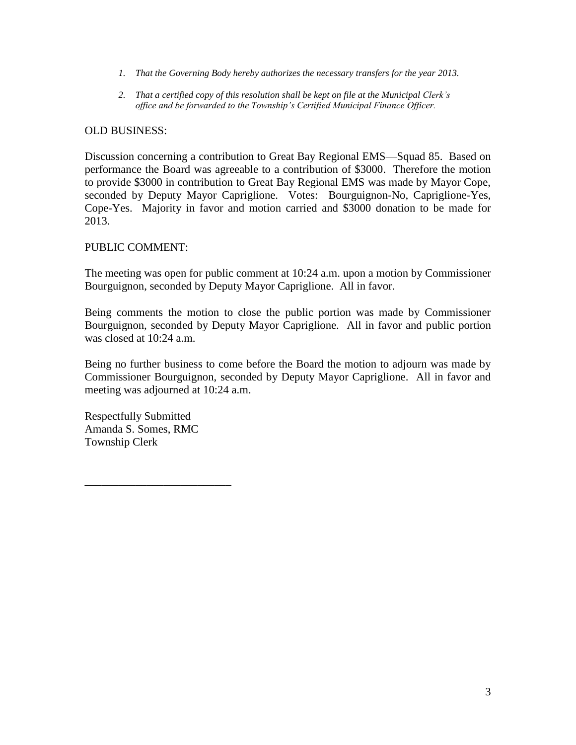1. *That the Governing Body hereby authorizes the necessary transfers for the year 2013.*

2. *That a certified copy of this resolution shall be kept on file at the Municipal Clerk's office and be forwarded to the Township's Certified Municipal Finance Officer.*

OLD BUSINESS:

Discussion concerning a contribution to Great Bay Regional EMS—Squad 85. Based on performance the Board was agreeable to a contribution of $3000. Therefore the motion to provide $3000 in contribution to Great Bay Regional EMS was made by Mayor Cope, seconded by Deputy Mayor Capriglione. Votes: Bourguignon-No, Capriglione-Yes, Cope-Yes. Majority in favor and motion carried and $3000 donation to be made for 2013.

PUBLIC COMMENT:

The meeting was open for public comment at 10:24 a.m. upon a motion by Commissioner Bourguignon, seconded by Deputy Mayor Capriglione. All in favor.

Being comments the motion to close the public portion was made by Commissioner Bourguignon, seconded by Deputy Mayor Capriglione. All in favor and public portion was closed at 10:24 a.m.

Being no further business to come before the Board the motion to adjourn was made by Commissioner Bourguignon, seconded by Deputy Mayor Capriglione. All in favor and meeting was adjourned at 10:24 a.m.

Respectfully Submitted
Amanda S. Somes, RMC
Township Clerk

___________________________